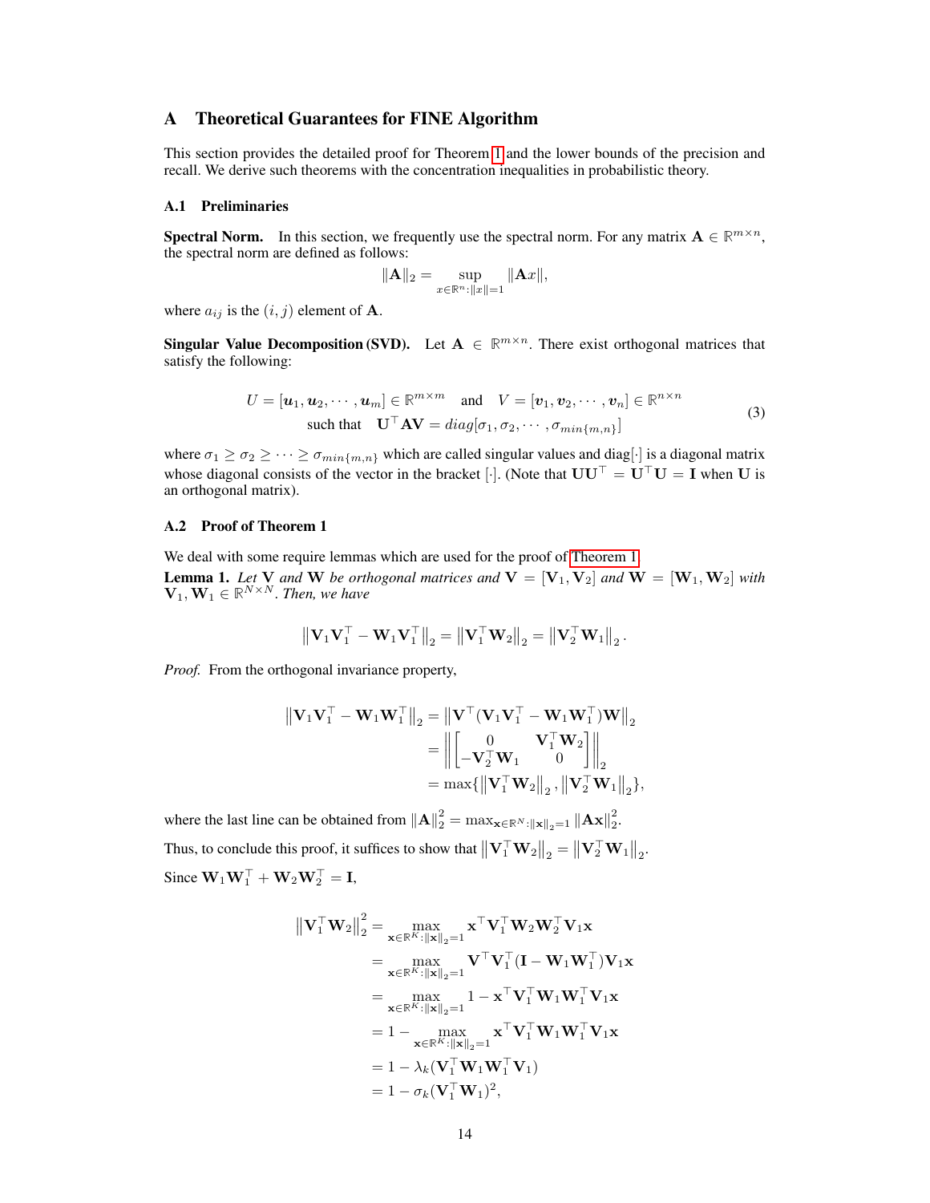# A Theoretical Guarantees for FINE Algorithm

This section provides the detailed proof for Theorem 1 and the lower bounds of the precision and recall. We derive such theorems with the concentration inequalities in probabilistic theory.

## A.1 Preliminaries

**Spectral Norm.** In this section, we frequently use the spectral norm. For any matrix $\mathbf{A} \in \mathbb{R}^{m \times n}$, the spectral norm are defined as follows:

$$\|\mathbf{A}\|_2 = \sup_{x \in \mathbb{R}^n : \|x\|=1} \|\mathbf{A}x\|,$$

where $a_{ij}$ is the $(i, j)$ element of $\mathbf{A}$.

**Singular Value Decomposition (SVD).** Let $\mathbf{A} \in \mathbb{R}^{m \times n}$. There exist orthogonal matrices that satisfy the following:

$$\begin{aligned} U = [\boldsymbol{u}_1, \boldsymbol{u}_2, \cdots, \boldsymbol{u}_m] \in \mathbb{R}^{m \times m} \quad &\text{and} \quad V = [\boldsymbol{v}_1, \boldsymbol{v}_2, \cdots, \boldsymbol{v}_n] \in \mathbb{R}^{n \times n} \\ \text{such that} \quad \mathbf{U}^\top \mathbf{A} \mathbf{V} &= diag[\sigma_1, \sigma_2, \cdots, \sigma_{min\{m,n\}}] \end{aligned} \tag{3}$$

where $\sigma_1 \geq \sigma_2 \geq \cdots \geq \sigma_{min\{m,n\}}$ which are called singular values and diag$[\cdot]$ is a diagonal matrix whose diagonal consists of the vector in the bracket $[\cdot]$. (Note that $\mathbf{U}\mathbf{U}^\top = \mathbf{U}^\top\mathbf{U} = \mathbf{I}$ when $\mathbf{U}$ is an orthogonal matrix).

## A.2 Proof of Theorem 1

We deal with some require lemmas which are used for the proof of Theorem 1.

**Lemma 1.** *Let* $\mathbf{V}$ *and* $\mathbf{W}$ *be orthogonal matrices and* $\mathbf{V} = [\mathbf{V}_1, \mathbf{V}_2]$ *and* $\mathbf{W} = [\mathbf{W}_1, \mathbf{W}_2]$ *with* $\mathbf{V}_1, \mathbf{W}_1 \in \mathbb{R}^{N \times N}$. *Then, we have*

$$\left\|\mathbf{V}_1\mathbf{V}_1^\top - \mathbf{W}_1\mathbf{V}_1^\top\right\|_2 = \left\|\mathbf{V}_1^\top\mathbf{W}_2\right\|_2 = \left\|\mathbf{V}_2^\top\mathbf{W}_1\right\|_2.$$

*Proof.* From the orthogonal invariance property,

$$\begin{aligned} \left\|\mathbf{V}_1\mathbf{V}_1^\top - \mathbf{W}_1\mathbf{W}_1^\top\right\|_2 &= \left\|\mathbf{V}^\top(\mathbf{V}_1\mathbf{V}_1^\top - \mathbf{W}_1\mathbf{W}_1^\top)\mathbf{W}\right\|_2 \\ &= \left\|\begin{bmatrix} 0 & \mathbf{V}_1^\top\mathbf{W}_2 \\ -\mathbf{V}_2^\top\mathbf{W}_1 & 0 \end{bmatrix}\right\|_2 \\ &= \max\{\left\|\mathbf{V}_1^\top\mathbf{W}_2\right\|_2, \left\|\mathbf{V}_2^\top\mathbf{W}_1\right\|_2\}, \end{aligned}$$

where the last line can be obtained from $\|\mathbf{A}\|_2^2 = \max_{\mathbf{x} \in \mathbb{R}^N : \|\mathbf{x}\|_2 = 1} \|\mathbf{A}\mathbf{x}\|_2^2$.

Thus, to conclude this proof, it suffices to show that $\left\|\mathbf{V}_1^\top\mathbf{W}_2\right\|_2 = \left\|\mathbf{V}_2^\top\mathbf{W}_1\right\|_2$.

Since $\mathbf{W}_1\mathbf{W}_1^\top + \mathbf{W}_2\mathbf{W}_2^\top = \mathbf{I}$,

$$\begin{aligned} \left\|\mathbf{V}_1^\top\mathbf{W}_2\right\|_2^2 &= \max_{\mathbf{x} \in \mathbb{R}^K : \|\mathbf{x}\|_2 = 1} \mathbf{x}^\top\mathbf{V}_1^\top\mathbf{W}_2\mathbf{W}_2^\top\mathbf{V}_1\mathbf{x} \\ &= \max_{\mathbf{x} \in \mathbb{R}^K : \|\mathbf{x}\|_2 = 1} \mathbf{V}^\top\mathbf{V}_1^\top(\mathbf{I} - \mathbf{W}_1\mathbf{W}_1^\top)\mathbf{V}_1\mathbf{x} \\ &= \max_{\mathbf{x} \in \mathbb{R}^K : \|\mathbf{x}\|_2 = 1} 1 - \mathbf{x}^\top\mathbf{V}_1^\top\mathbf{W}_1\mathbf{W}_1^\top\mathbf{V}_1\mathbf{x} \\ &= 1 - \max_{\mathbf{x} \in \mathbb{R}^K : \|\mathbf{x}\|_2 = 1} \mathbf{x}^\top\mathbf{V}_1^\top\mathbf{W}_1\mathbf{W}_1^\top\mathbf{V}_1\mathbf{x} \\ &= 1 - \lambda_k(\mathbf{V}_1^\top\mathbf{W}_1\mathbf{W}_1^\top\mathbf{V}_1) \\ &= 1 - \sigma_k(\mathbf{V}_1^\top\mathbf{W}_1)^2, \end{aligned}$$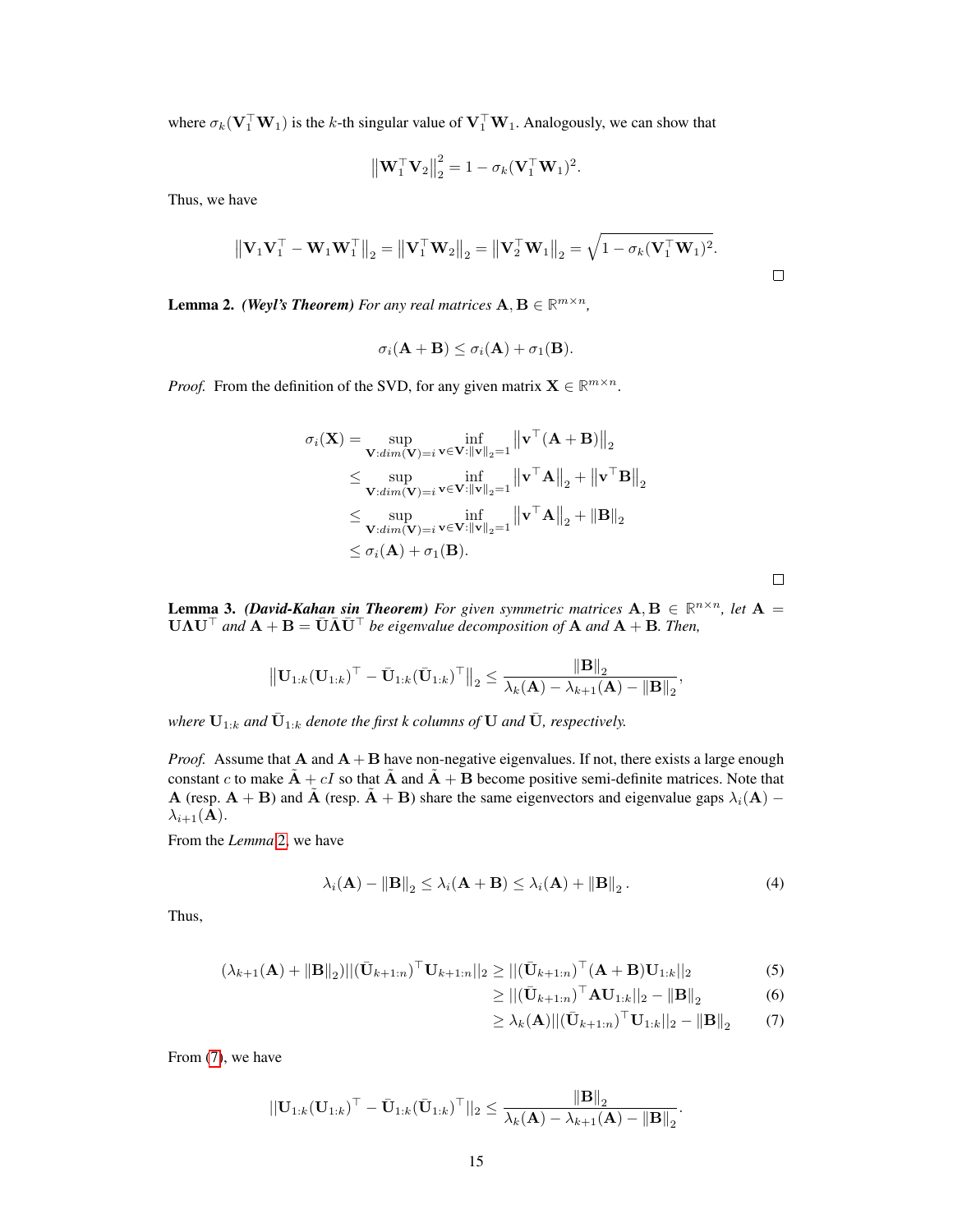where $\sigma_k(\mathbf{V}_1^\top \mathbf{W}_1)$ is the $k$-th singular value of $\mathbf{V}_1^\top \mathbf{W}_1$. Analogously, we can show that

$$\left\|\mathbf{W}_1^\top \mathbf{V}_2\right\|_2^2 = 1 - \sigma_k(\mathbf{V}_1^\top \mathbf{W}_1)^2.$$

Thus, we have

$$\left\|\mathbf{V}_1\mathbf{V}_1^\top - \mathbf{W}_1\mathbf{W}_1^\top\right\|_2 = \left\|\mathbf{V}_1^\top \mathbf{W}_2\right\|_2 = \left\|\mathbf{V}_2^\top \mathbf{W}_1\right\|_2 = \sqrt{1 - \sigma_k(\mathbf{V}_1^\top \mathbf{W}_1)^2}.$$

□

**Lemma 2.** ***(Weyl's Theorem)*** *For any real matrices $\mathbf{A}, \mathbf{B} \in \mathbb{R}^{m \times n}$,*

$$\sigma_i(\mathbf{A} + \mathbf{B}) \leq \sigma_i(\mathbf{A}) + \sigma_1(\mathbf{B}).$$

*Proof.* From the definition of the SVD, for any given matrix $\mathbf{X} \in \mathbb{R}^{m \times n}$.

$$\begin{aligned}
\sigma_i(\mathbf{X}) &= \sup_{\mathbf{V}:dim(\mathbf{V})=i} \inf_{\mathbf{v} \in \mathbf{V}:\|\mathbf{v}\|_2=1} \left\|\mathbf{v}^\top(\mathbf{A} + \mathbf{B})\right\|_2 \\
&\leq \sup_{\mathbf{V}:dim(\mathbf{V})=i} \inf_{\mathbf{v} \in \mathbf{V}:\|\mathbf{v}\|_2=1} \left\|\mathbf{v}^\top \mathbf{A}\right\|_2 + \left\|\mathbf{v}^\top \mathbf{B}\right\|_2 \\
&\leq \sup_{\mathbf{V}:dim(\mathbf{V})=i} \inf_{\mathbf{v} \in \mathbf{V}:\|\mathbf{v}\|_2=1} \left\|\mathbf{v}^\top \mathbf{A}\right\|_2 + \|\mathbf{B}\|_2 \\
&\leq \sigma_i(\mathbf{A}) + \sigma_1(\mathbf{B}).
\end{aligned}$$

□

**Lemma 3.** ***(David-Kahan sin Theorem)*** *For given symmetric matrices $\mathbf{A}, \mathbf{B} \in \mathbb{R}^{n \times n}$, let $\mathbf{A} = \mathbf{U}\mathbf{\Lambda}\mathbf{U}^\top$ and $\mathbf{A} + \mathbf{B} = \bar{\mathbf{U}}\bar{\mathbf{\Lambda}}\bar{\mathbf{U}}^\top$ be eigenvalue decomposition of $\mathbf{A}$ and $\mathbf{A} + \mathbf{B}$. Then,*

$$\left\|\mathbf{U}_{1:k}(\mathbf{U}_{1:k})^\top - \bar{\mathbf{U}}_{1:k}(\bar{\mathbf{U}}_{1:k})^\top\right\|_2 \leq \frac{\|\mathbf{B}\|_2}{\lambda_k(\mathbf{A}) - \lambda_{k+1}(\mathbf{A}) - \|\mathbf{B}\|_2},$$

*where $\mathbf{U}_{1:k}$ and $\bar{\mathbf{U}}_{1:k}$ denote the first k columns of $\mathbf{U}$ and $\bar{\mathbf{U}}$, respectively.*

*Proof.* Assume that $\mathbf{A}$ and $\mathbf{A} + \mathbf{B}$ have non-negative eigenvalues. If not, there exists a large enough constant $c$ to make $\tilde{\mathbf{A}} + cI$ so that $\tilde{\mathbf{A}}$ and $\tilde{\mathbf{A}} + \mathbf{B}$ become positive semi-definite matrices. Note that $\mathbf{A}$ (resp. $\mathbf{A} + \mathbf{B}$) and $\tilde{\mathbf{A}}$ (resp. $\tilde{\mathbf{A}} + \mathbf{B}$) share the same eigenvectors and eigenvalue gaps $\lambda_i(\mathbf{A}) - \lambda_{i+1}(\mathbf{A})$.

From the *Lemma* 2, we have

$$\lambda_i(\mathbf{A}) - \|\mathbf{B}\|_2 \leq \lambda_i(\mathbf{A} + \mathbf{B}) \leq \lambda_i(\mathbf{A}) + \|\mathbf{B}\|_2. \tag{4}$$

Thus,

$$\begin{aligned}
(\lambda_{k+1}(\mathbf{A}) + \|\mathbf{B}\|_2)||(\bar{\mathbf{U}}_{k+1:n})^\top \mathbf{U}_{k+1:n}||_2 &\geq ||(\bar{\mathbf{U}}_{k+1:n})^\top (\mathbf{A} + \mathbf{B})\mathbf{U}_{1:k}||_2 &(5)\\
&\geq ||(\bar{\mathbf{U}}_{k+1:n})^\top \mathbf{A}\mathbf{U}_{1:k}||_2 - \|\mathbf{B}\|_2 &(6)\\
&\geq \lambda_k(\mathbf{A})||(\bar{\mathbf{U}}_{k+1:n})^\top \mathbf{U}_{1:k}||_2 - \|\mathbf{B}\|_2 &(7)
\end{aligned}$$

From (7), we have

$$||\mathbf{U}_{1:k}(\mathbf{U}_{1:k})^\top - \bar{\mathbf{U}}_{1:k}(\bar{\mathbf{U}}_{1:k})^\top||_2 \leq \frac{\|\mathbf{B}\|_2}{\lambda_k(\mathbf{A}) - \lambda_{k+1}(\mathbf{A}) - \|\mathbf{B}\|_2}.$$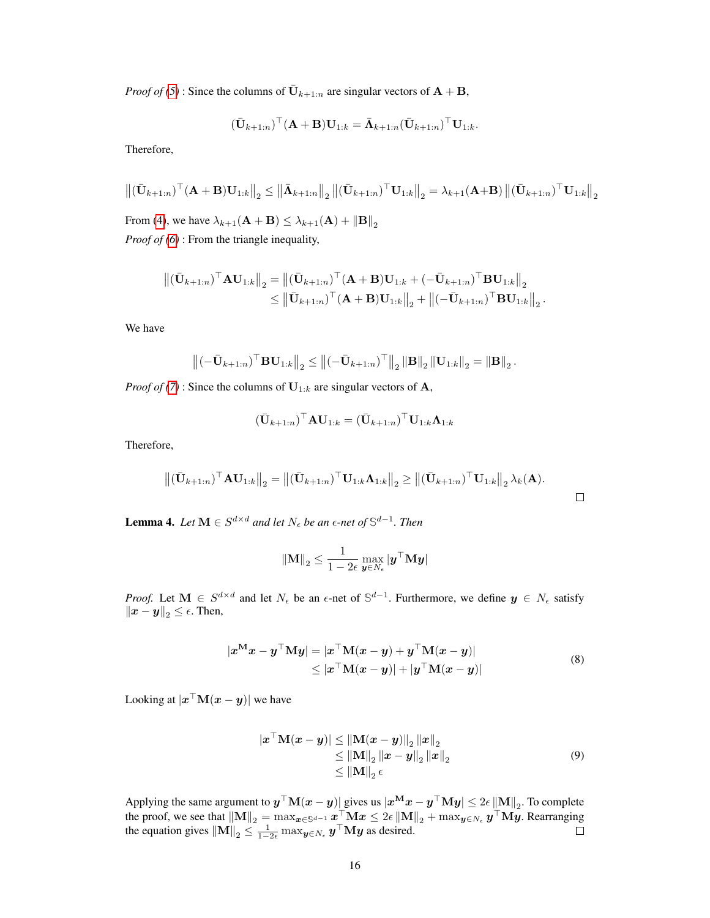*Proof of (5)* : Since the columns of $\bar{\mathbf{U}}_{k+1:n}$ are singular vectors of $\mathbf{A}+\mathbf{B}$,

$$(\bar{\mathbf{U}}_{k+1:n})^\top(\mathbf{A}+\mathbf{B})\mathbf{U}_{1:k} = \bar{\mathbf{\Lambda}}_{k+1:n}(\bar{\mathbf{U}}_{k+1:n})^\top\mathbf{U}_{1:k}.$$

Therefore,

$$\left\|(\bar{\mathbf{U}}_{k+1:n})^\top(\mathbf{A}+\mathbf{B})\mathbf{U}_{1:k}\right\|_2 \le \left\|\bar{\mathbf{\Lambda}}_{k+1:n}\right\|_2 \left\|(\bar{\mathbf{U}}_{k+1:n})^\top\mathbf{U}_{1:k}\right\|_2 = \lambda_{k+1}(\mathbf{A}+\mathbf{B})\left\|(\bar{\mathbf{U}}_{k+1:n})^\top\mathbf{U}_{1:k}\right\|_2$$

From (4), we have $\lambda_{k+1}(\mathbf{A}+\mathbf{B}) \le \lambda_{k+1}(\mathbf{A}) + \|\mathbf{B}\|_2$

*Proof of (6)* : From the triangle inequality,

$$\begin{aligned}
\left\|(\bar{\mathbf{U}}_{k+1:n})^\top\mathbf{A}\mathbf{U}_{1:k}\right\|_2 &= \left\|(\bar{\mathbf{U}}_{k+1:n})^\top(\mathbf{A}+\mathbf{B})\mathbf{U}_{1:k} + (-\bar{\mathbf{U}}_{k+1:n})^\top\mathbf{B}\mathbf{U}_{1:k}\right\|_2 \\
&\le \left\|\bar{\mathbf{U}}_{k+1:n})^\top(\mathbf{A}+\mathbf{B})\mathbf{U}_{1:k}\right\|_2 + \left\|(-\bar{\mathbf{U}}_{k+1:n})^\top\mathbf{B}\mathbf{U}_{1:k}\right\|_2.
\end{aligned}$$

We have

$$\left\|(-\bar{\mathbf{U}}_{k+1:n})^\top\mathbf{B}\mathbf{U}_{1:k}\right\|_2 \le \left\|(-\bar{\mathbf{U}}_{k+1:n})^\top\right\|_2 \|\mathbf{B}\|_2 \|\mathbf{U}_{1:k}\|_2 = \|\mathbf{B}\|_2.$$

*Proof of (7)* : Since the columns of $\mathbf{U}_{1:k}$ are singular vectors of $\mathbf{A}$,

$$(\bar{\mathbf{U}}_{k+1:n})^\top\mathbf{A}\mathbf{U}_{1:k} = (\bar{\mathbf{U}}_{k+1:n})^\top\mathbf{U}_{1:k}\mathbf{\Lambda}_{1:k}$$

Therefore,

$$\left\|(\bar{\mathbf{U}}_{k+1:n})^\top\mathbf{A}\mathbf{U}_{1:k}\right\|_2 = \left\|(\bar{\mathbf{U}}_{k+1:n})^\top\mathbf{U}_{1:k}\mathbf{\Lambda}_{1:k}\right\|_2 \ge \left\|(\bar{\mathbf{U}}_{k+1:n})^\top\mathbf{U}_{1:k}\right\|_2 \lambda_k(\mathbf{A}).$$

□

**Lemma 4.** *Let $\mathbf{M} \in S^{d\times d}$ and let $N_\epsilon$ be an $\epsilon$-net of $\mathbb{S}^{d-1}$. Then*

$$\|\mathbf{M}\|_2 \le \frac{1}{1-2\epsilon}\max_{\boldsymbol{y}\in N_\epsilon}|\boldsymbol{y}^\top\mathbf{M}\boldsymbol{y}|$$

*Proof.* Let $\mathbf{M} \in S^{d\times d}$ and let $N_\epsilon$ be an $\epsilon$-net of $\mathbb{S}^{d-1}$. Furthermore, we define $\boldsymbol{y} \in N_\epsilon$ satisfy $\|\boldsymbol{x}-\boldsymbol{y}\|_2 \le \epsilon$. Then,

$$\begin{aligned}
|\boldsymbol{x}^{\mathbf{M}}\boldsymbol{x} - \boldsymbol{y}^\top\mathbf{M}\boldsymbol{y}| &= |\boldsymbol{x}^\top\mathbf{M}(\boldsymbol{x}-\boldsymbol{y}) + \boldsymbol{y}^\top\mathbf{M}(\boldsymbol{x}-\boldsymbol{y})| \\
&\le |\boldsymbol{x}^\top\mathbf{M}(\boldsymbol{x}-\boldsymbol{y})| + |\boldsymbol{y}^\top\mathbf{M}(\boldsymbol{x}-\boldsymbol{y})|
\end{aligned} \tag{8}$$

Looking at $|\boldsymbol{x}^\top\mathbf{M}(\boldsymbol{x}-\boldsymbol{y})|$ we have

$$\begin{aligned}
|\boldsymbol{x}^\top\mathbf{M}(\boldsymbol{x}-\boldsymbol{y})| &\le \|\mathbf{M}(\boldsymbol{x}-\boldsymbol{y})\|_2\|\boldsymbol{x}\|_2 \\
&\le \|\mathbf{M}\|_2\|\boldsymbol{x}-\boldsymbol{y}\|_2\|\boldsymbol{x}\|_2 \\
&\le \|\mathbf{M}\|_2\,\epsilon
\end{aligned} \tag{9}$$

Applying the same argument to $\boldsymbol{y}^\top\mathbf{M}(\boldsymbol{x}-\boldsymbol{y})|$ gives us $|\boldsymbol{x}^{\mathbf{M}}\boldsymbol{x} - \boldsymbol{y}^\top\mathbf{M}\boldsymbol{y}| \le 2\epsilon\|\mathbf{M}\|_2$. To complete the proof, we see that $\|\mathbf{M}\|_2 = \max_{\boldsymbol{x}\in\mathbb{S}^{d-1}}\boldsymbol{x}^\top\mathbf{M}\boldsymbol{x} \le 2\epsilon\|\mathbf{M}\|_2 + \max_{\boldsymbol{y}\in N_\epsilon}\boldsymbol{y}^\top\mathbf{M}\boldsymbol{y}$. Rearranging the equation gives $\|\mathbf{M}\|_2 \le \frac{1}{1-2\epsilon}\max_{\boldsymbol{y}\in N_\epsilon}\boldsymbol{y}^\top\mathbf{M}\boldsymbol{y}$ as desired. □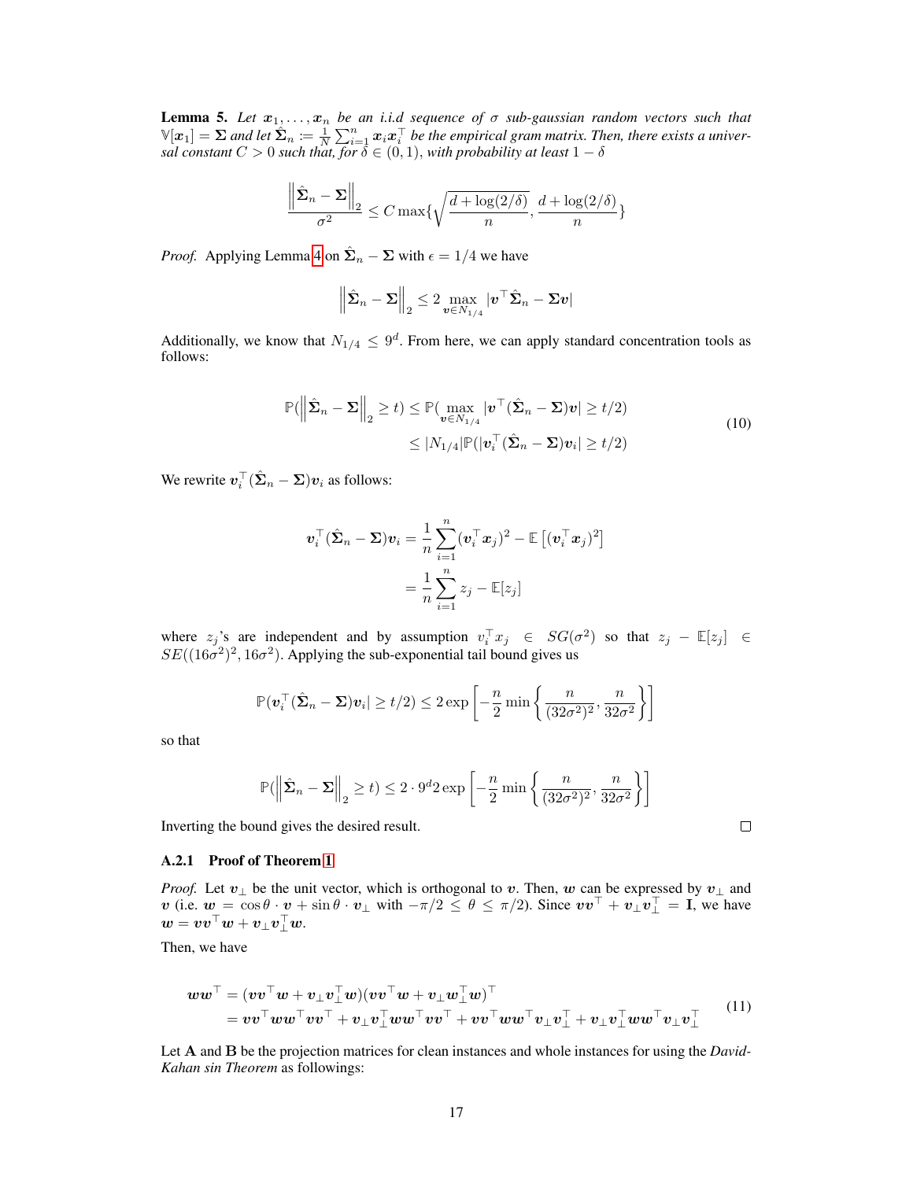**Lemma 5.** *Let $\boldsymbol{x}_1, \ldots, \boldsymbol{x}_n$ be an i.i.d sequence of $\sigma$ sub-gaussian random vectors such that $\mathbb{V}[\boldsymbol{x}_1] = \boldsymbol{\Sigma}$ and let $\hat{\boldsymbol{\Sigma}}_n := \frac{1}{N}\sum_{i=1}^n \boldsymbol{x}_i \boldsymbol{x}_i^\top$ be the empirical gram matrix. Then, there exists a universal constant $C > 0$ such that, for $\delta \in (0, 1)$, with probability at least $1 - \delta$*

$$\frac{\left\|\hat{\boldsymbol{\Sigma}}_n - \boldsymbol{\Sigma}\right\|_2}{\sigma^2} \leq C \max\{\sqrt{\frac{d + \log(2/\delta)}{n}}, \frac{d + \log(2/\delta)}{n}\}$$

*Proof.* Applying Lemma 4 on $\hat{\boldsymbol{\Sigma}}_n - \boldsymbol{\Sigma}$ with $\epsilon = 1/4$ we have

$$\left\|\hat{\boldsymbol{\Sigma}}_n - \boldsymbol{\Sigma}\right\|_2 \leq 2 \max_{\boldsymbol{v} \in N_{1/4}} |\boldsymbol{v}^\top \hat{\boldsymbol{\Sigma}}_n - \boldsymbol{\Sigma} \boldsymbol{v}|$$

Additionally, we know that $N_{1/4} \leq 9^d$. From here, we can apply standard concentration tools as follows:

$$\begin{aligned}
\mathbb{P}(\left\|\hat{\boldsymbol{\Sigma}}_n - \boldsymbol{\Sigma}\right\|_2 \geq t) &\leq \mathbb{P}(\max_{\boldsymbol{v} \in N_{1/4}} |\boldsymbol{v}^\top (\hat{\boldsymbol{\Sigma}}_n - \boldsymbol{\Sigma}) \boldsymbol{v}| \geq t/2) \\
&\leq |N_{1/4}| \mathbb{P}(|\boldsymbol{v}_i^\top (\hat{\boldsymbol{\Sigma}}_n - \boldsymbol{\Sigma}) \boldsymbol{v}_i| \geq t/2)
\end{aligned} \tag{10}$$

We rewrite $\boldsymbol{v}_i^\top (\hat{\boldsymbol{\Sigma}}_n - \boldsymbol{\Sigma}) \boldsymbol{v}_i$ as follows:

$$\begin{aligned}
\boldsymbol{v}_i^\top (\hat{\boldsymbol{\Sigma}}_n - \boldsymbol{\Sigma}) \boldsymbol{v}_i &= \frac{1}{n} \sum_{i=1}^n (\boldsymbol{v}_i^\top \boldsymbol{x}_j)^2 - \mathbb{E}\left[(\boldsymbol{v}_i^\top \boldsymbol{x}_j)^2\right] \\
&= \frac{1}{n} \sum_{i=1}^n z_j - \mathbb{E}[z_j]
\end{aligned}$$

where $z_j$'s are independent and by assumption $v_i^\top x_j \in SG(\sigma^2)$ so that $z_j - \mathbb{E}[z_j] \in SE((16\sigma^2)^2, 16\sigma^2)$. Applying the sub-exponential tail bound gives us

$$\mathbb{P}(\boldsymbol{v}_i^\top (\hat{\boldsymbol{\Sigma}}_n - \boldsymbol{\Sigma}) \boldsymbol{v}_i| \geq t/2) \leq 2 \exp\left[-\frac{n}{2} \min\left\{\frac{n}{(32\sigma^2)^2}, \frac{n}{32\sigma^2}\right\}\right]$$

so that

$$\mathbb{P}(\left\|\hat{\boldsymbol{\Sigma}}_n - \boldsymbol{\Sigma}\right\|_2 \geq t) \leq 2 \cdot 9^d 2 \exp\left[-\frac{n}{2} \min\left\{\frac{n}{(32\sigma^2)^2}, \frac{n}{32\sigma^2}\right\}\right]$$

Inverting the bound gives the desired result. □

### A.2.1 Proof of Theorem 1

*Proof.* Let $\boldsymbol{v}_\perp$ be the unit vector, which is orthogonal to $\boldsymbol{v}$. Then, $\boldsymbol{w}$ can be expressed by $\boldsymbol{v}_\perp$ and $\boldsymbol{v}$ (i.e. $\boldsymbol{w} = \cos\theta \cdot \boldsymbol{v} + \sin\theta \cdot \boldsymbol{v}_\perp$ with $-\pi/2 \leq \theta \leq \pi/2$). Since $\boldsymbol{v}\boldsymbol{v}^\top + \boldsymbol{v}_\perp \boldsymbol{v}_\perp^\top = \mathbf{I}$, we have $\boldsymbol{w} = \boldsymbol{v}\boldsymbol{v}^\top \boldsymbol{w} + \boldsymbol{v}_\perp \boldsymbol{v}_\perp^\top \boldsymbol{w}$.

Then, we have

$$\begin{aligned}
\boldsymbol{w}\boldsymbol{w}^\top &= (\boldsymbol{v}\boldsymbol{v}^\top \boldsymbol{w} + \boldsymbol{v}_\perp \boldsymbol{v}_\perp^\top \boldsymbol{w})(\boldsymbol{v}\boldsymbol{v}^\top \boldsymbol{w} + \boldsymbol{v}_\perp \boldsymbol{w}_\perp^\top \boldsymbol{w})^\top \\
&= \boldsymbol{v}\boldsymbol{v}^\top \boldsymbol{w}\boldsymbol{w}^\top \boldsymbol{v}\boldsymbol{v}^\top + \boldsymbol{v}_\perp \boldsymbol{v}_\perp^\top \boldsymbol{w}\boldsymbol{w}^\top \boldsymbol{v}\boldsymbol{v}^\top + \boldsymbol{v}\boldsymbol{v}^\top \boldsymbol{w}\boldsymbol{w}^\top \boldsymbol{v}_\perp \boldsymbol{v}_\perp^\top + \boldsymbol{v}_\perp \boldsymbol{v}_\perp^\top \boldsymbol{w}\boldsymbol{w}^\top \boldsymbol{v}_\perp \boldsymbol{v}_\perp^\top
\end{aligned} \tag{11}$$

Let $\mathbf{A}$ and $\mathbf{B}$ be the projection matrices for clean instances and whole instances for using the *David-Kahan sin Theorem* as followings: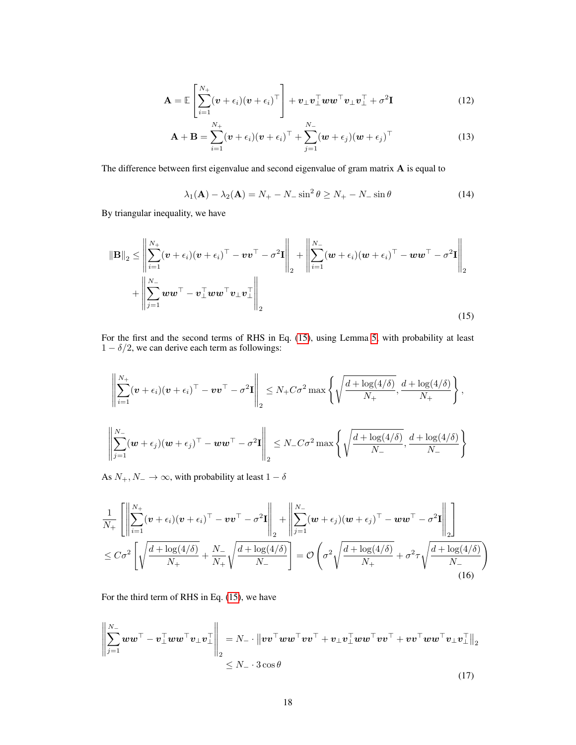$$\mathbf{A} = \mathbb{E}\left[\sum_{i=1}^{N_+}(\boldsymbol{v}+\epsilon_i)(\boldsymbol{v}+\epsilon_i)^\top\right] + \boldsymbol{v}_\perp\boldsymbol{v}_\perp^\top \boldsymbol{w}\boldsymbol{w}^\top \boldsymbol{v}_\perp \boldsymbol{v}_\perp^\top + \sigma^2\mathbf{I} \tag{12}$$

$$\mathbf{A}+\mathbf{B} = \sum_{i=1}^{N_+}(\boldsymbol{v}+\epsilon_i)(\boldsymbol{v}+\epsilon_i)^\top + \sum_{j=1}^{N_-}(\boldsymbol{w}+\epsilon_j)(\boldsymbol{w}+\epsilon_j)^\top \tag{13}$$

The difference between first eigenvalue and second eigenvalue of gram matrix $\mathbf{A}$ is equal to

$$\lambda_1(\mathbf{A}) - \lambda_2(\mathbf{A}) = N_+ - N_- \sin^2\theta \geq N_+ - N_- \sin\theta \tag{14}$$

By triangular inequality, we have

$$\begin{aligned}\|\mathbf{B}\|_2 \leq & \left\|\sum_{i=1}^{N_+}(\boldsymbol{v}+\epsilon_i)(\boldsymbol{v}+\epsilon_i)^\top - \boldsymbol{v}\boldsymbol{v}^\top - \sigma^2\mathbf{I}\right\|_2 + \left\|\sum_{i=1}^{N_-}(\boldsymbol{w}+\epsilon_i)(\boldsymbol{w}+\epsilon_i)^\top - \boldsymbol{w}\boldsymbol{w}^\top - \sigma^2\mathbf{I}\right\|_2 \\ & + \left\|\sum_{j=1}^{N_-}\boldsymbol{w}\boldsymbol{w}^\top - \boldsymbol{v}_\perp^\top \boldsymbol{w}\boldsymbol{w}^\top \boldsymbol{v}_\perp \boldsymbol{v}_\perp^\top\right\|_2\end{aligned} \tag{15}$$

For the first and the second terms of RHS in Eq. (15), using Lemma 5, with probability at least $1-\delta/2$, we can derive each term as followings:

$$\left\|\sum_{i=1}^{N_+}(\boldsymbol{v}+\epsilon_i)(\boldsymbol{v}+\epsilon_i)^\top - \boldsymbol{v}\boldsymbol{v}^\top - \sigma^2\mathbf{I}\right\|_2 \leq N_+ C\sigma^2 \max\left\{\sqrt{\frac{d+\log(4/\delta)}{N_+}}, \frac{d+\log(4/\delta)}{N_+}\right\},$$

$$\left\|\sum_{j=1}^{N_-}(\boldsymbol{w}+\epsilon_j)(\boldsymbol{w}+\epsilon_j)^\top - \boldsymbol{w}\boldsymbol{w}^\top - \sigma^2\mathbf{I}\right\|_2 \leq N_- C\sigma^2 \max\left\{\sqrt{\frac{d+\log(4/\delta)}{N_-}}, \frac{d+\log(4/\delta)}{N_-}\right\}$$

As $N_+, N_- \to \infty$, with probability at least $1-\delta$

$$\begin{aligned}&\frac{1}{N_+}\left[\left\|\sum_{i=1}^{N_+}(\boldsymbol{v}+\epsilon_i)(\boldsymbol{v}+\epsilon_i)^\top - \boldsymbol{v}\boldsymbol{v}^\top - \sigma^2\mathbf{I}\right\|_2 + \left\|\sum_{j=1}^{N_-}(\boldsymbol{w}+\epsilon_j)(\boldsymbol{w}+\epsilon_j)^\top - \boldsymbol{w}\boldsymbol{w}^\top - \sigma^2\mathbf{I}\right\|_2\right] \\ &\leq C\sigma^2\left[\sqrt{\frac{d+\log(4/\delta)}{N_+}} + \frac{N_-}{N_+}\sqrt{\frac{d+\log(4/\delta)}{N_-}}\right] = \mathcal{O}\left(\sigma^2\sqrt{\frac{d+\log(4/\delta)}{N_+}} + \sigma^2\tau\sqrt{\frac{d+\log(4/\delta)}{N_-}}\right)\end{aligned} \tag{16}$$

For the third term of RHS in Eq. (15), we have

$$\begin{aligned}\left\|\sum_{j=1}^{N_-}\boldsymbol{w}\boldsymbol{w}^\top - \boldsymbol{v}_\perp^\top \boldsymbol{w}\boldsymbol{w}^\top \boldsymbol{v}_\perp \boldsymbol{v}_\perp^\top\right\|_2 &= N_- \cdot \left\|\boldsymbol{v}\boldsymbol{v}^\top \boldsymbol{w}\boldsymbol{w}^\top \boldsymbol{v}\boldsymbol{v}^\top + \boldsymbol{v}_\perp \boldsymbol{v}_\perp^\top \boldsymbol{w}\boldsymbol{w}^\top \boldsymbol{v}\boldsymbol{v}^\top + \boldsymbol{v}\boldsymbol{v}^\top \boldsymbol{w}\boldsymbol{w}^\top \boldsymbol{v}_\perp \boldsymbol{v}_\perp^\top\right\|_2 \\ &\leq N_- \cdot 3\cos\theta\end{aligned} \tag{17}$$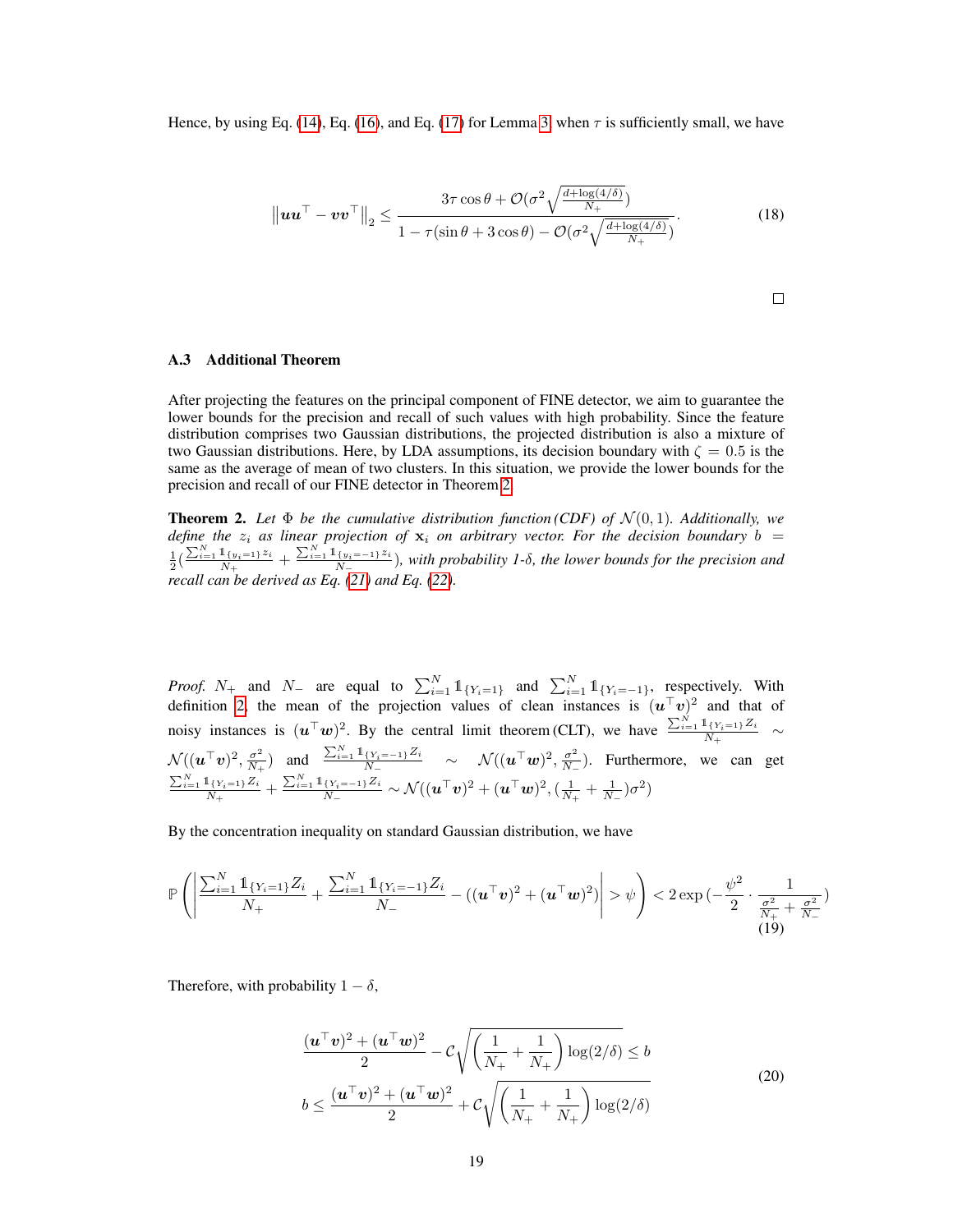Hence, by using Eq. (14), Eq. (16), and Eq. (17) for Lemma 3, when $\tau$ is sufficiently small, we have

$$
\left\| \boldsymbol{u}\boldsymbol{u}^\top - \boldsymbol{v}\boldsymbol{v}^\top \right\|_2 \leq \frac{3\tau\cos\theta + \mathcal{O}(\sigma^2\sqrt{\frac{d+\log(4/\delta)}{N_+}})}{1 - \tau(\sin\theta + 3\cos\theta) - \mathcal{O}(\sigma^2\sqrt{\frac{d+\log(4/\delta)}{N_+}})}. \tag{18}
$$

□

### A.3 Additional Theorem

After projecting the features on the principal component of FINE detector, we aim to guarantee the lower bounds for the precision and recall of such values with high probability. Since the feature distribution comprises two Gaussian distributions, the projected distribution is also a mixture of two Gaussian distributions. Here, by LDA assumptions, its decision boundary with $\zeta = 0.5$ is the same as the average of mean of two clusters. In this situation, we provide the lower bounds for the precision and recall of our FINE detector in Theorem 2.

**Theorem 2.** *Let $\Phi$ be the cumulative distribution function (CDF) of $\mathcal{N}(0,1)$. Additionally, we define the $z_i$ as linear projection of $\mathbf{x}_i$ on arbitrary vector. For the decision boundary $b = \frac{1}{2}(\frac{\sum_{i=1}^N \mathbb{1}_{\{y_i=1\}} z_i}{N_+} + \frac{\sum_{i=1}^N \mathbb{1}_{\{y_i=-1\}} z_i}{N_-})$, with probability 1-$\delta$, the lower bounds for the precision and recall can be derived as Eq. (21) and Eq. (22).*

*Proof.* $N_+$ and $N_-$ are equal to $\sum_{i=1}^N \mathbb{1}_{\{Y_i=1\}}$ and $\sum_{i=1}^N \mathbb{1}_{\{Y_i=-1\}}$, respectively. With definition 2, the mean of the projection values of clean instances is $(\boldsymbol{u}^\top \boldsymbol{v})^2$ and that of noisy instances is $(\boldsymbol{u}^\top \boldsymbol{w})^2$. By the central limit theorem (CLT), we have $\frac{\sum_{i=1}^N \mathbb{1}_{\{Y_i=1\}} Z_i}{N_+} \sim \mathcal{N}((\boldsymbol{u}^\top \boldsymbol{v})^2, \frac{\sigma^2}{N_+})$ and $\frac{\sum_{i=1}^N \mathbb{1}_{\{Y_i=-1\}} Z_i}{N_-} \sim \mathcal{N}((\boldsymbol{u}^\top \boldsymbol{w})^2, \frac{\sigma^2}{N_-})$. Furthermore, we can get $\frac{\sum_{i=1}^N \mathbb{1}_{\{Y_i=1\}} Z_i}{N_+} + \frac{\sum_{i=1}^N \mathbb{1}_{\{Y_i=-1\}} Z_i}{N_-} \sim \mathcal{N}((\boldsymbol{u}^\top \boldsymbol{v})^2 + (\boldsymbol{u}^\top \boldsymbol{w})^2, (\frac{1}{N_+} + \frac{1}{N_-})\sigma^2)$

By the concentration inequality on standard Gaussian distribution, we have

$$
\mathbb{P}\left( \left| \frac{\sum_{i=1}^N \mathbb{1}_{\{Y_i=1\}} Z_i}{N_+} + \frac{\sum_{i=1}^N \mathbb{1}_{\{Y_i=-1\}} Z_i}{N_-} - ((\boldsymbol{u}^\top \boldsymbol{v})^2 + (\boldsymbol{u}^\top \boldsymbol{w})^2) \right| > \psi \right) < 2\exp\left(-\frac{\psi^2}{2} \cdot \frac{1}{\frac{\sigma^2}{N_+} + \frac{\sigma^2}{N_-}}\right) \tag{19}
$$

Therefore, with probability $1-\delta$,

$$
\begin{aligned}
\frac{(\boldsymbol{u}^\top \boldsymbol{v})^2 + (\boldsymbol{u}^\top \boldsymbol{w})^2}{2} - \mathcal{C}\sqrt{\left(\frac{1}{N_+} + \frac{1}{N_+}\right)\log(2/\delta)} \leq b \\
b \leq \frac{(\boldsymbol{u}^\top \boldsymbol{v})^2 + (\boldsymbol{u}^\top \boldsymbol{w})^2}{2} + \mathcal{C}\sqrt{\left(\frac{1}{N_+} + \frac{1}{N_+}\right)\log(2/\delta)}
\end{aligned} \tag{20}
$$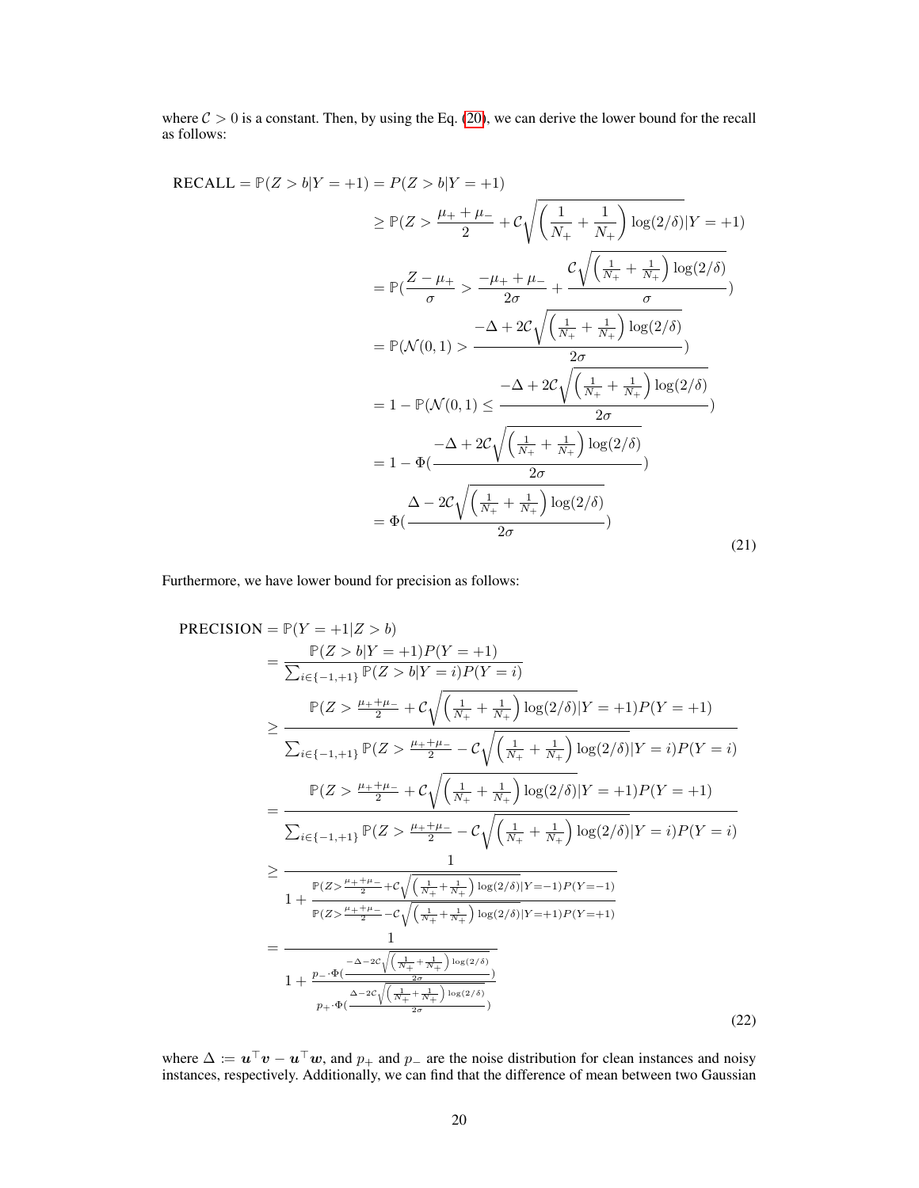where $\mathcal{C} > 0$ is a constant. Then, by using the Eq. (20), we can derive the lower bound for the recall as follows:

$$
\begin{aligned}
\text{RECALL} = \mathbb{P}(Z > b | Y = +1) &= P(Z > b | Y = +1) \\
&\geq \mathbb{P}(Z > \frac{\mu_+ + \mu_-}{2} + \mathcal{C}\sqrt{\left(\frac{1}{N_+} + \frac{1}{N_+}\right)\log(2/\delta)} | Y = +1) \\
&= \mathbb{P}(\frac{Z - \mu_+}{\sigma} > \frac{-\mu_+ + \mu_-}{2\sigma} + \frac{\mathcal{C}\sqrt{\left(\frac{1}{N_+} + \frac{1}{N_+}\right)\log(2/\delta)}}{\sigma}) \\
&= \mathbb{P}(\mathcal{N}(0,1) > \frac{-\Delta + 2\mathcal{C}\sqrt{\left(\frac{1}{N_+} + \frac{1}{N_+}\right)\log(2/\delta)}}{2\sigma}) \\
&= 1 - \mathbb{P}(\mathcal{N}(0,1) \leq \frac{-\Delta + 2\mathcal{C}\sqrt{\left(\frac{1}{N_+} + \frac{1}{N_+}\right)\log(2/\delta)}}{2\sigma}) \\
&= 1 - \Phi(\frac{-\Delta + 2\mathcal{C}\sqrt{\left(\frac{1}{N_+} + \frac{1}{N_+}\right)\log(2/\delta)}}{2\sigma}) \\
&= \Phi(\frac{\Delta - 2\mathcal{C}\sqrt{\left(\frac{1}{N_+} + \frac{1}{N_+}\right)\log(2/\delta)}}{2\sigma})
\end{aligned}
\tag{21}
$$

Furthermore, we have lower bound for precision as follows:

$$
\begin{aligned}
\text{PRECISION} &= \mathbb{P}(Y = +1 | Z > b) \\
&= \frac{\mathbb{P}(Z > b | Y = +1) P(Y = +1)}{\sum_{i \in \{-1,+1\}} \mathbb{P}(Z > b | Y = i) P(Y = i)} \\
&\geq \frac{\mathbb{P}(Z > \frac{\mu_+ + \mu_-}{2} + \mathcal{C}\sqrt{\left(\frac{1}{N_+} + \frac{1}{N_+}\right)\log(2/\delta)} | Y = +1) P(Y = +1)}{\sum_{i \in \{-1,+1\}} \mathbb{P}(Z > \frac{\mu_+ + \mu_-}{2} - \mathcal{C}\sqrt{\left(\frac{1}{N_+} + \frac{1}{N_+}\right)\log(2/\delta)} | Y = i) P(Y = i)} \\
&= \frac{\mathbb{P}(Z > \frac{\mu_+ + \mu_-}{2} + \mathcal{C}\sqrt{\left(\frac{1}{N_+} + \frac{1}{N_+}\right)\log(2/\delta)} | Y = +1) P(Y = +1)}{\sum_{i \in \{-1,+1\}} \mathbb{P}(Z > \frac{\mu_+ + \mu_-}{2} - \mathcal{C}\sqrt{\left(\frac{1}{N_+} + \frac{1}{N_+}\right)\log(2/\delta)} | Y = i) P(Y = i)} \\
&\geq \frac{1}{1 + \frac{\mathbb{P}(Z > \frac{\mu_+ + \mu_-}{2} + \mathcal{C}\sqrt{\left(\frac{1}{N_+} + \frac{1}{N_+}\right)\log(2/\delta)} | Y = -1) P(Y = -1)}{\mathbb{P}(Z > \frac{\mu_+ + \mu_-}{2} - \mathcal{C}\sqrt{\left(\frac{1}{N_+} + \frac{1}{N_+}\right)\log(2/\delta)} | Y = +1) P(Y = +1)}} \\
&= \frac{1}{1 + \frac{p_- \cdot \Phi(\frac{-\Delta - 2\mathcal{C}\sqrt{\left(\frac{1}{N_+} + \frac{1}{N_+}\right)\log(2/\delta)}}{2\sigma})}{p_+ \cdot \Phi(\frac{\Delta - 2\mathcal{C}\sqrt{\left(\frac{1}{N_+} + \frac{1}{N_+}\right)\log(2/\delta)}}{2\sigma})}}
\end{aligned}
\tag{22}
$$

where $\Delta := \boldsymbol{u}^\top \boldsymbol{v} - \boldsymbol{u}^\top \boldsymbol{w}$, and $p_+$ and $p_-$ are the noise distribution for clean instances and noisy instances, respectively. Additionally, we can find that the difference of mean between two Gaussian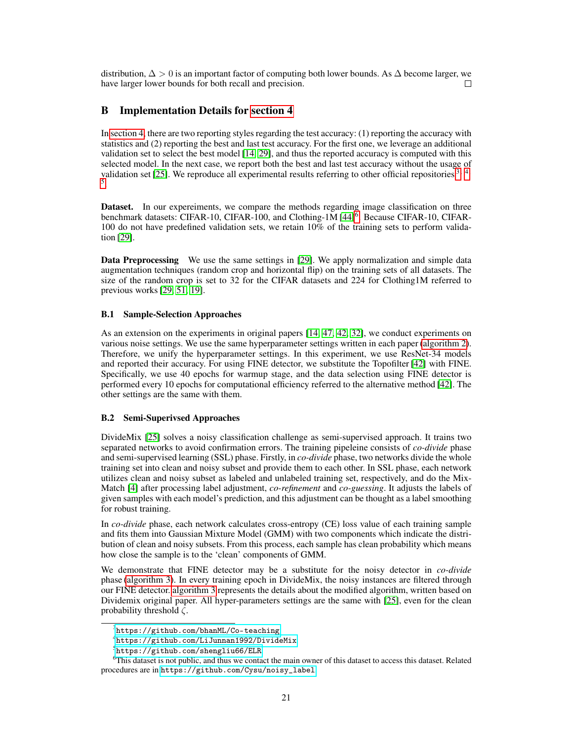distribution, $\Delta > 0$ is an important factor of computing both lower bounds. As $\Delta$ become larger, we have larger lower bounds for both recall and precision. □

## B Implementation Details for section 4

In section 4, there are two reporting styles regarding the test accuracy: (1) reporting the accuracy with statistics and (2) reporting the best and last test accuracy. For the first one, we leverage an additional validation set to select the best model [14, 29], and thus the reported accuracy is computed with this selected model. In the next case, we report both the best and last test accuracy without the usage of validation set [25]. We reproduce all experimental results referring to other official repositories[3], [4], [5].

**Dataset.** In our expereiments, we compare the methods regarding image classification on three benchmark datasets: CIFAR-10, CIFAR-100, and Clothing-1M [44][6]. Because CIFAR-10, CIFAR-100 do not have predefined validation sets, we retain 10% of the training sets to perform validation [29].

**Data Preprocessing** We use the same settings in [29]. We apply normalization and simple data augmentation techniques (random crop and horizontal flip) on the training sets of all datasets. The size of the random crop is set to 32 for the CIFAR datasets and 224 for Clothing1M referred to previous works [29, 51, 19].

### B.1 Sample-Selection Approaches

As an extension on the experiments in original papers [14, 47, 42, 32], we conduct experiments on various noise settings. We use the same hyperparameter settings written in each paper (algorithm 2). Therefore, we unify the hyperparameter settings. In this experiment, we use ResNet-34 models and reported their accuracy. For using FINE detector, we substitute the Topofilter [42] with FINE. Specifically, we use 40 epochs for warmup stage, and the data selection using FINE detector is performed every 10 epochs for computational efficiency referred to the alternative method [42]. The other settings are the same with them.

### B.2 Semi-Superivsed Approaches

DivideMix [25] solves a noisy classification challenge as semi-supervised approach. It trains two separated networks to avoid confirmation errors. The training pipeleine consists of *co-divide* phase and semi-supervised learning (SSL) phase. Firstly, in *co-divide* phase, two networks divide the whole training set into clean and noisy subset and provide them to each other. In SSL phase, each network utilizes clean and noisy subset as labeled and unlabeled training set, respectively, and do the MixMatch [4] after processing label adjustment, *co-refinement* and *co-guessing*. It adjusts the labels of given samples with each model's prediction, and this adjustment can be thought as a label smoothing for robust training.

In *co-divide* phase, each network calculates cross-entropy (CE) loss value of each training sample and fits them into Gaussian Mixture Model (GMM) with two components which indicate the distribution of clean and noisy subsets. From this process, each sample has clean probability which means how close the sample is to the 'clean' components of GMM.

We demonstrate that FINE detector may be a substitute for the noisy detector in *co-divide* phase (algorithm 3). In every training epoch in DivideMix, the noisy instances are filtered through our FINE detector. algorithm 3 represents the details about the modified algorithm, written based on Dividemix original paper. All hyper-parameters settings are the same with [25], even for the clean probability threshold $\zeta$.

---

[3] https://github.com/bhanML/Co-teaching

[4] https://github.com/LiJunnan1992/DivideMix

[5] https://github.com/shengliu66/ELR

[6] This dataset is not public, and thus we contact the main owner of this dataset to access this dataset. Related procedures are in https://github.com/Cysu/noisy_label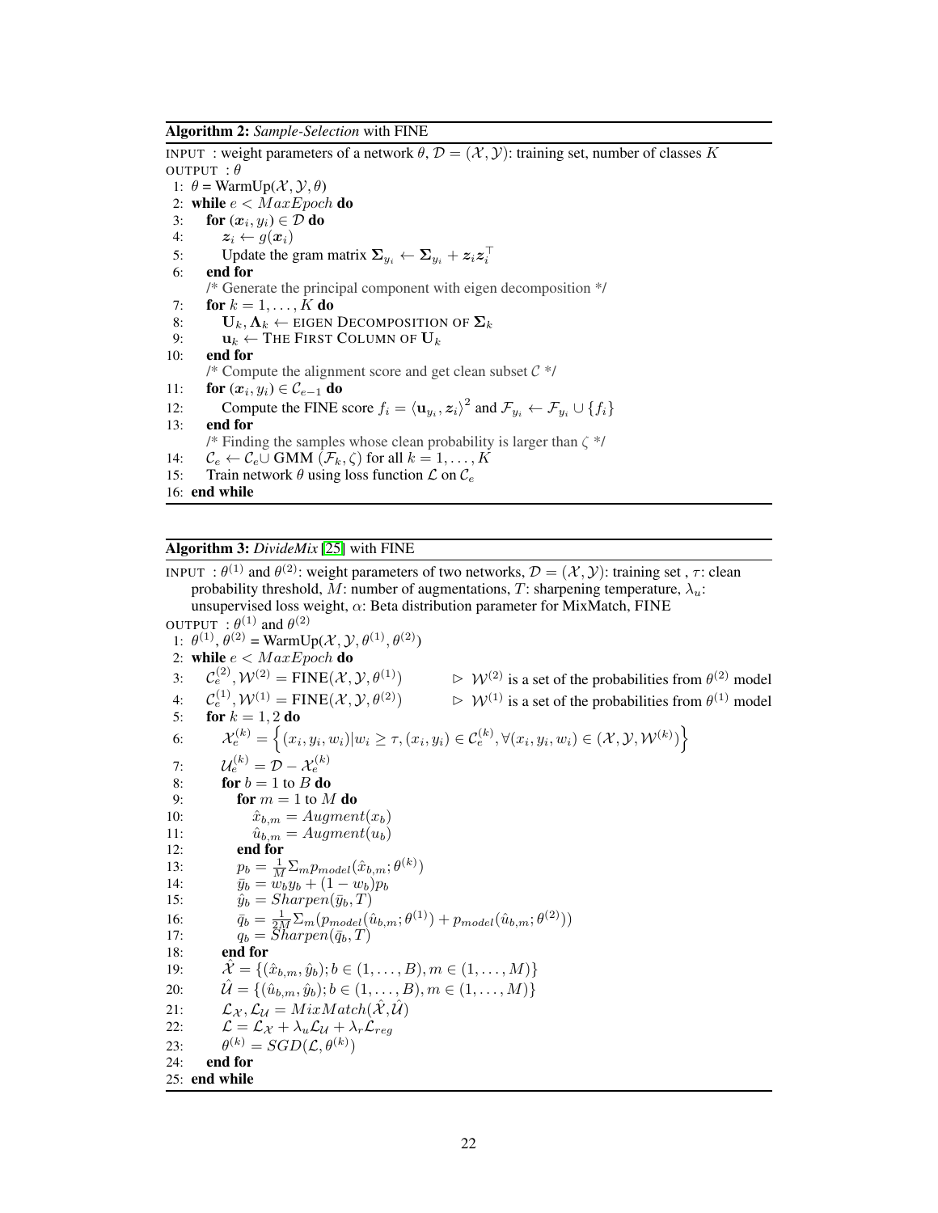**Algorithm 2:** *Sample-Selection* with FINE

```
INPUT  : weight parameters of a network θ, D = (X, Y): training set, number of classes K
OUTPUT : θ
 1: θ = WarmUp(X, Y, θ)
 2: while e < MaxEpoch do
 3:     for (x_i, y_i) ∈ D do
 4:         z_i ← g(x_i)
 5:         Update the gram matrix Σ_{y_i} ← Σ_{y_i} + z_i z_i^⊤
 6:     end for
        /* Generate the principal component with eigen decomposition */
 7:     for k = 1, ..., K do
 8:         U_k, Λ_k ← EIGEN DECOMPOSITION OF Σ_k
 9:         u_k ← THE FIRST COLUMN OF U_k
10:     end for
        /* Compute the alignment score and get clean subset C */
11:     for (x_i, y_i) ∈ C_{e−1} do
12:         Compute the FINE score f_i = ⟨u_{y_i}, z_i⟩^2 and F_{y_i} ← F_{y_i} ∪ {f_i}
13:     end for
        /* Finding the samples whose clean probability is larger than ζ */
14:     C_e ← C_e ∪ GMM (F_k, ζ) for all k = 1, ..., K
15:     Train network θ using loss function L on C_e
16: end while
```

**Algorithm 3:** *DivideMix* [25] with FINE

```
INPUT  : θ^(1) and θ^(2): weight parameters of two networks, D = (X, Y): training set , τ: clean
         probability threshold, M: number of augmentations, T: sharpening temperature, λ_u:
         unsupervised loss weight, α: Beta distribution parameter for MixMatch, FINE
OUTPUT : θ^(1) and θ^(2)
 1: θ^(1), θ^(2) = WarmUp(X, Y, θ^(1), θ^(2))
 2: while e < MaxEpoch do
 3:     C_e^(2), W^(2) = FINE(X, Y, θ^(1))        ▷ W^(2) is a set of the probabilities from θ^(2) model
 4:     C_e^(1), W^(1) = FINE(X, Y, θ^(2))        ▷ W^(1) is a set of the probabilities from θ^(1) model
 5:     for k = 1, 2 do
 6:         X_e^(k) = { (x_i, y_i, w_i) | w_i ≥ τ, (x_i, y_i) ∈ C_e^(k), ∀(x_i, y_i, w_i) ∈ (X, Y, W^(k)) }
 7:         U_e^(k) = D − X_e^(k)
 8:         for b = 1 to B do
 9:             for m = 1 to M do
10:                 x̂_{b,m} = Augment(x_b)
11:                 û_{b,m} = Augment(u_b)
12:             end for
13:             p_b = (1/M) Σ_m p_model(x̂_{b,m}; θ^(k))
14:             ȳ_b = w_b y_b + (1 − w_b) p_b
15:             ŷ_b = Sharpen(ȳ_b, T)
16:             q̄_b = (1/2M) Σ_m (p_model(û_{b,m}; θ^(1)) + p_model(û_{b,m}; θ^(2)))
17:             q_b = Sharpen(q̄_b, T)
18:         end for
19:         X̂ = {(x̂_{b,m}, ŷ_b); b ∈ (1, ..., B), m ∈ (1, ..., M)}
20:         Û = {(û_{b,m}, ŷ_b); b ∈ (1, ..., B), m ∈ (1, ..., M)}
21:         L_X, L_U = MixMatch(X̂, Û)
22:         L = L_X + λ_u L_U + λ_r L_reg
23:         θ^(k) = SGD(L, θ^(k))
24:     end for
25: end while
```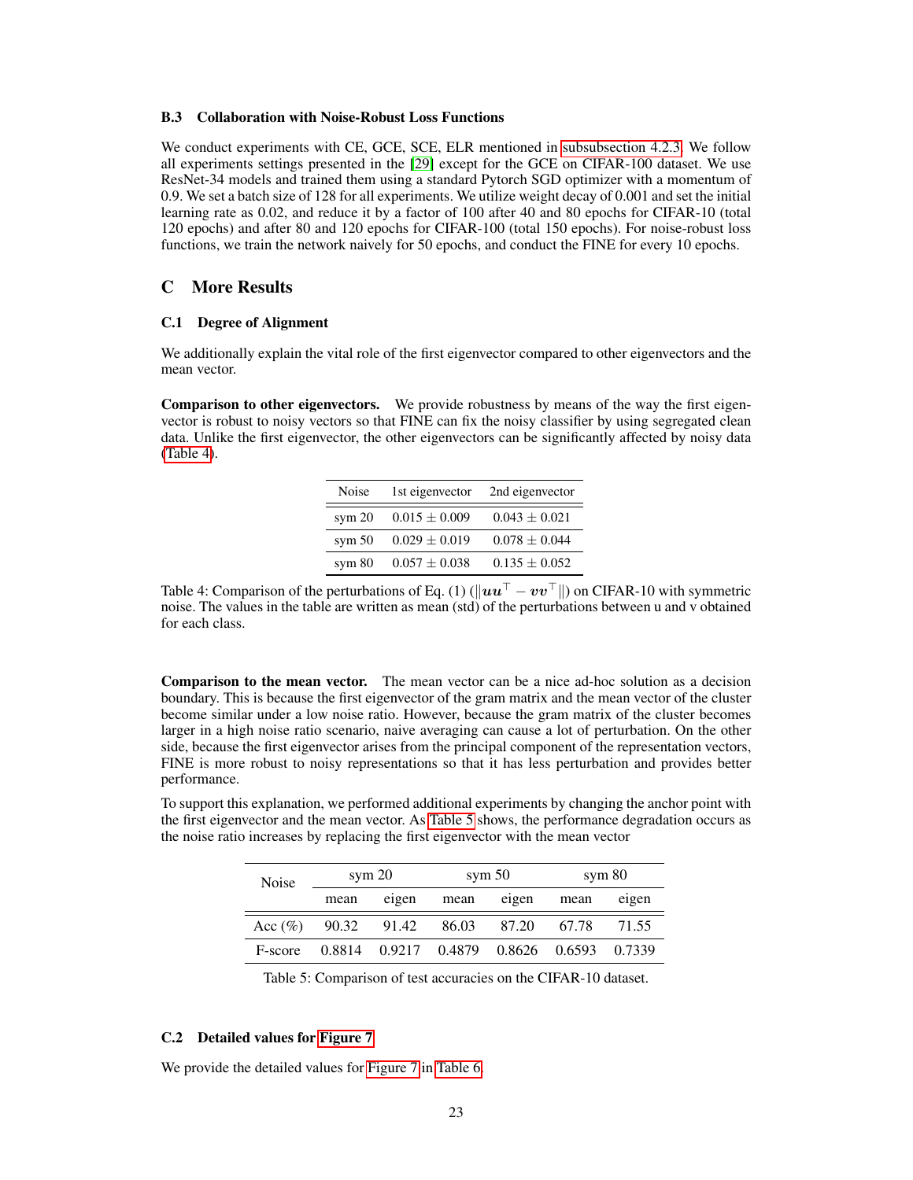### B.3 Collaboration with Noise-Robust Loss Functions

We conduct experiments with CE, GCE, SCE, ELR mentioned in subsubsection 4.2.3. We follow all experiments settings presented in the [29] except for the GCE on CIFAR-100 dataset. We use ResNet-34 models and trained them using a standard Pytorch SGD optimizer with a momentum of 0.9. We set a batch size of 128 for all experiments. We utilize weight decay of 0.001 and set the initial learning rate as 0.02, and reduce it by a factor of 100 after 40 and 80 epochs for CIFAR-10 (total 120 epochs) and after 80 and 120 epochs for CIFAR-100 (total 150 epochs). For noise-robust loss functions, we train the network naively for 50 epochs, and conduct the FINE for every 10 epochs.

## C More Results

### C.1 Degree of Alignment

We additionally explain the vital role of the first eigenvector compared to other eigenvectors and the mean vector.

**Comparison to other eigenvectors.** We provide robustness by means of the way the first eigenvector is robust to noisy vectors so that FINE can fix the noisy classifier by using segregated clean data. Unlike the first eigenvector, the other eigenvectors can be significantly affected by noisy data (Table 4).

| Noise | 1st eigenvector | 2nd eigenvector |
|---|---|---|
| sym 20 | $0.015 \pm 0.009$ | $0.043 \pm 0.021$ |
| sym 50 | $0.029 \pm 0.019$ | $0.078 \pm 0.044$ |
| sym 80 | $0.057 \pm 0.038$ | $0.135 \pm 0.052$ |

Table 4: Comparison of the perturbations of Eq. (1) ($\|\boldsymbol{u}\boldsymbol{u}^\top - \boldsymbol{v}\boldsymbol{v}^\top\|$) on CIFAR-10 with symmetric noise. The values in the table are written as mean (std) of the perturbations between u and v obtained for each class.

**Comparison to the mean vector.** The mean vector can be a nice ad-hoc solution as a decision boundary. This is because the first eigenvector of the gram matrix and the mean vector of the cluster become similar under a low noise ratio. However, because the gram matrix of the cluster becomes larger in a high noise ratio scenario, naive averaging can cause a lot of perturbation. On the other side, because the first eigenvector arises from the principal component of the representation vectors, FINE is more robust to noisy representations so that it has less perturbation and provides better performance.

To support this explanation, we performed additional experiments by changing the anchor point with the first eigenvector and the mean vector. As Table 5 shows, the performance degradation occurs as the noise ratio increases by replacing the first eigenvector with the mean vector

| Noise | sym 20 | | sym 50 | | sym 80 | |
|---|---|---|---|---|---|---|
| | mean | eigen | mean | eigen | mean | eigen |
| Acc (%) | 90.32 | 91.42 | 86.03 | 87.20 | 67.78 | 71.55 |
| F-score | 0.8814 | 0.9217 | 0.4879 | 0.8626 | 0.6593 | 0.7339 |

Table 5: Comparison of test accuracies on the CIFAR-10 dataset.

### C.2 Detailed values for Figure 7

We provide the detailed values for Figure 7 in Table 6.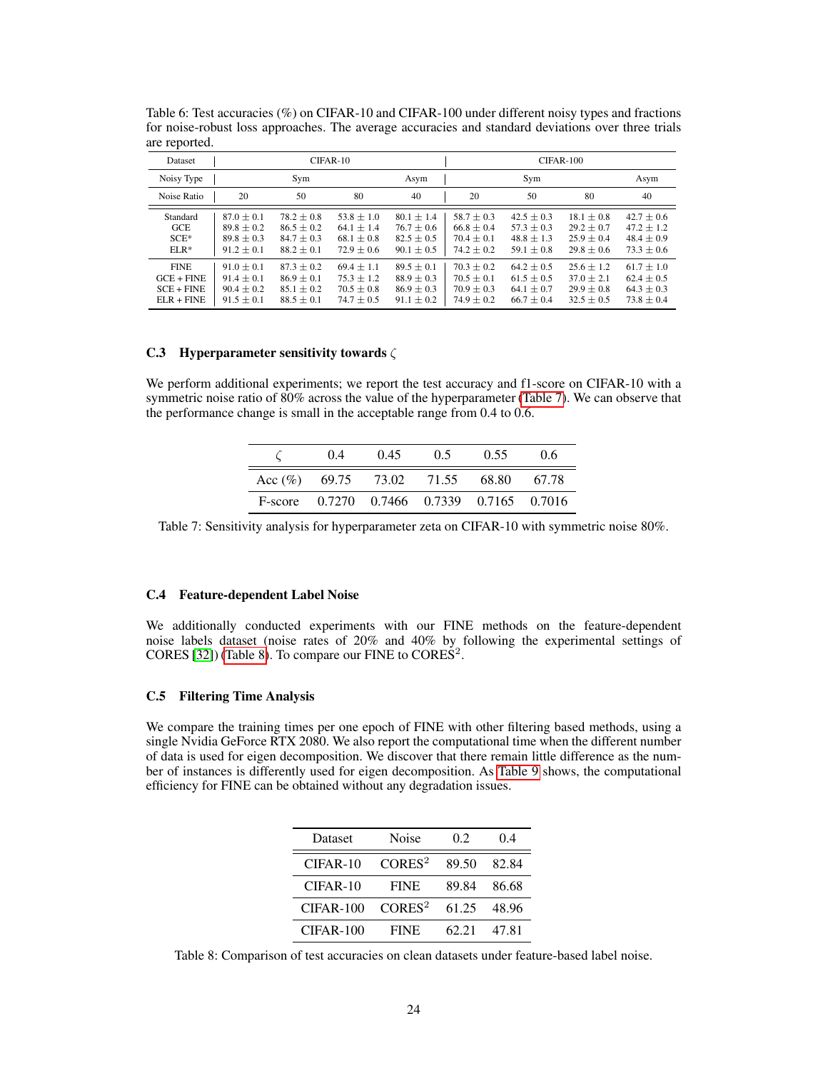Table 6: Test accuracies (%) on CIFAR-10 and CIFAR-100 under different noisy types and fractions for noise-robust loss approaches. The average accuracies and standard deviations over three trials are reported.

| Dataset | CIFAR-10 | | | | CIFAR-100 | | | |
|---|---|---|---|---|---|---|---|---|
| Noisy Type | Sym | | | Asym | Sym | | | Asym |
| Noise Ratio | 20 | 50 | 80 | 40 | 20 | 50 | 80 | 40 |
| Standard | $87.0 \pm 0.1$ | $78.2 \pm 0.8$ | $53.8 \pm 1.0$ | $80.1 \pm 1.4$ | $58.7 \pm 0.3$ | $42.5 \pm 0.3$ | $18.1 \pm 0.8$ | $42.7 \pm 0.6$ |
| GCE | $89.8 \pm 0.2$ | $86.5 \pm 0.2$ | $64.1 \pm 1.4$ | $76.7 \pm 0.6$ | $66.8 \pm 0.4$ | $57.3 \pm 0.3$ | $29.2 \pm 0.7$ | $47.2 \pm 1.2$ |
| SCE* | $89.8 \pm 0.3$ | $84.7 \pm 0.3$ | $68.1 \pm 0.8$ | $82.5 \pm 0.5$ | $70.4 \pm 0.1$ | $48.8 \pm 1.3$ | $25.9 \pm 0.4$ | $48.4 \pm 0.9$ |
| ELR* | $91.2 \pm 0.1$ | $88.2 \pm 0.1$ | $72.9 \pm 0.6$ | $90.1 \pm 0.5$ | $74.2 \pm 0.2$ | $59.1 \pm 0.8$ | $29.8 \pm 0.6$ | $73.3 \pm 0.6$ |
| FINE | $91.0 \pm 0.1$ | $87.3 \pm 0.2$ | $69.4 \pm 1.1$ | $89.5 \pm 0.1$ | $70.3 \pm 0.2$ | $64.2 \pm 0.5$ | $25.6 \pm 1.2$ | $61.7 \pm 1.0$ |
| GCE + FINE | $91.4 \pm 0.1$ | $86.9 \pm 0.1$ | $75.3 \pm 1.2$ | $88.9 \pm 0.3$ | $70.5 \pm 0.1$ | $61.5 \pm 0.5$ | $37.0 \pm 2.1$ | $62.4 \pm 0.5$ |
| SCE + FINE | $90.4 \pm 0.2$ | $85.1 \pm 0.2$ | $70.5 \pm 0.8$ | $86.9 \pm 0.3$ | $70.9 \pm 0.3$ | $64.1 \pm 0.7$ | $29.9 \pm 0.8$ | $64.3 \pm 0.3$ |
| ELR + FINE | $91.5 \pm 0.1$ | $88.5 \pm 0.1$ | $74.7 \pm 0.5$ | $91.1 \pm 0.2$ | $74.9 \pm 0.2$ | $66.7 \pm 0.4$ | $32.5 \pm 0.5$ | $73.8 \pm 0.4$ |

### C.3 Hyperparameter sensitivity towards $\zeta$

We perform additional experiments; we report the test accuracy and f1-score on CIFAR-10 with a symmetric noise ratio of 80% across the value of the hyperparameter (Table 7). We can observe that the performance change is small in the acceptable range from 0.4 to 0.6.

| $\zeta$ | 0.4 | 0.45 | 0.5 | 0.55 | 0.6 |
|---|---|---|---|---|---|
| Acc (%) | 69.75 | 73.02 | 71.55 | 68.80 | 67.78 |
| F-score | 0.7270 | 0.7466 | 0.7339 | 0.7165 | 0.7016 |

Table 7: Sensitivity analysis for hyperparameter zeta on CIFAR-10 with symmetric noise 80%.

### C.4 Feature-dependent Label Noise

We additionally conducted experiments with our FINE methods on the feature-dependent noise labels dataset (noise rates of 20% and 40% by following the experimental settings of CORES [32]) (Table 8). To compare our FINE to CORES$^2$.

### C.5 Filtering Time Analysis

We compare the training times per one epoch of FINE with other filtering based methods, using a single Nvidia GeForce RTX 2080. We also report the computational time when the different number of data is used for eigen decomposition. We discover that there remain little difference as the number of instances is differently used for eigen decomposition. As Table 9 shows, the computational efficiency for FINE can be obtained without any degradation issues.

| Dataset | Noise | 0.2 | 0.4 |
|---|---|---|---|
| CIFAR-10 | CORES$^2$ | 89.50 | 82.84 |
| CIFAR-10 | FINE | 89.84 | 86.68 |
| CIFAR-100 | CORES$^2$ | 61.25 | 48.96 |
| CIFAR-100 | FINE | 62.21 | 47.81 |

Table 8: Comparison of test accuracies on clean datasets under feature-based label noise.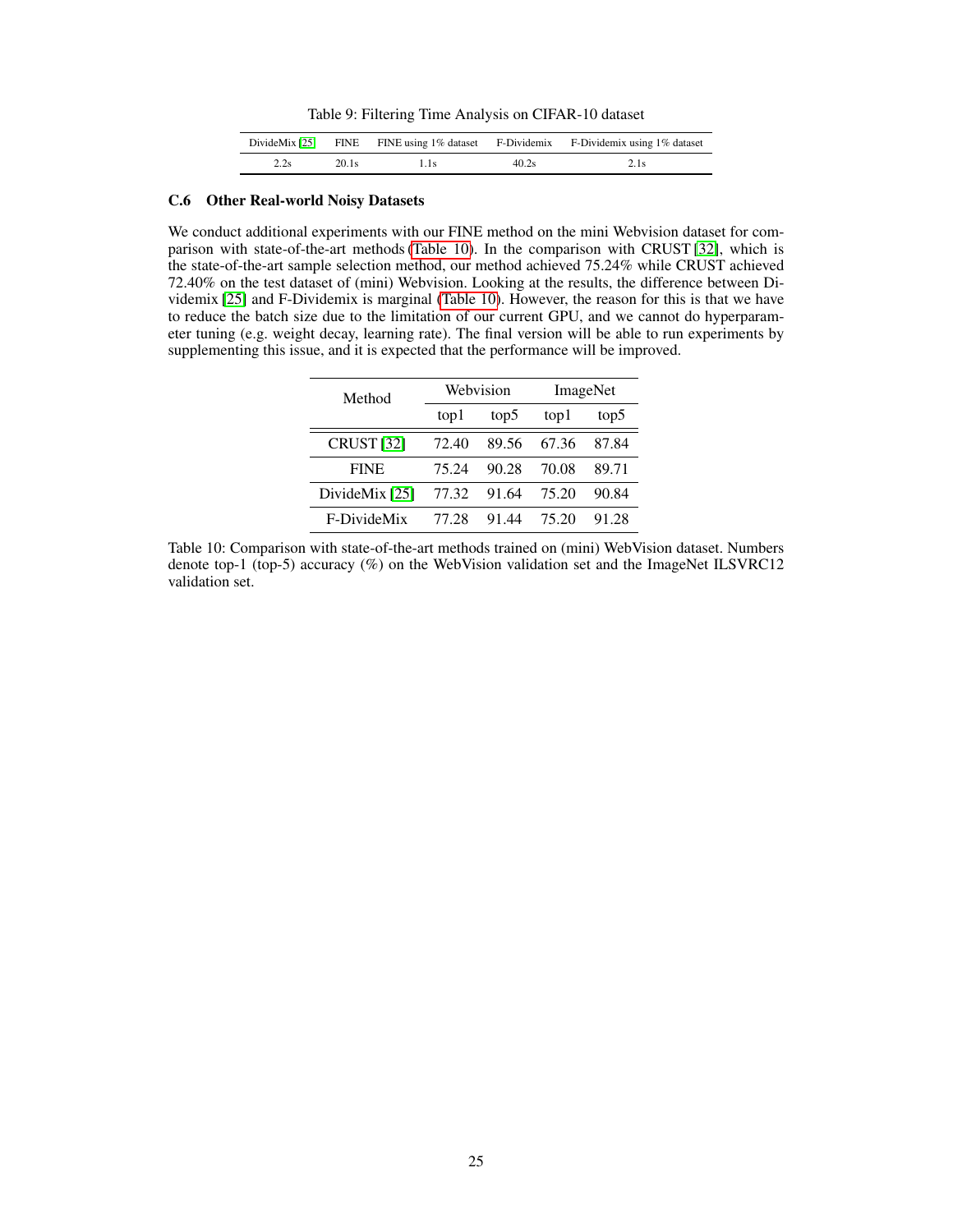Table 9: Filtering Time Analysis on CIFAR-10 dataset

| DivideMix [25] | FINE | FINE using 1% dataset | F-Dividemix | F-Dividemix using 1% dataset |
|---|---|---|---|---|
| 2.2s | 20.1s | 1.1s | 40.2s | 2.1s |

### C.6 Other Real-world Noisy Datasets

We conduct additional experiments with our FINE method on the mini Webvision dataset for comparison with state-of-the-art methods (Table 10). In the comparison with CRUST [32], which is the state-of-the-art sample selection method, our method achieved 75.24% while CRUST achieved 72.40% on the test dataset of (mini) Webvision. Looking at the results, the difference between Dividemix [25] and F-Dividemix is marginal (Table 10). However, the reason for this is that we have to reduce the batch size due to the limitation of our current GPU, and we cannot do hyperparameter tuning (e.g. weight decay, learning rate). The final version will be able to run experiments by supplementing this issue, and it is expected that the performance will be improved.

| Method | Webvision | | ImageNet | |
|---|---|---|---|---|
| | top1 | top5 | top1 | top5 |
| CRUST [32] | 72.40 | 89.56 | 67.36 | 87.84 |
| FINE | 75.24 | 90.28 | 70.08 | 89.71 |
| DivideMix [25] | 77.32 | 91.64 | 75.20 | 90.84 |
| F-DivideMix | 77.28 | 91.44 | 75.20 | 91.28 |

Table 10: Comparison with state-of-the-art methods trained on (mini) WebVision dataset. Numbers denote top-1 (top-5) accuracy (%) on the WebVision validation set and the ImageNet ILSVRC12 validation set.